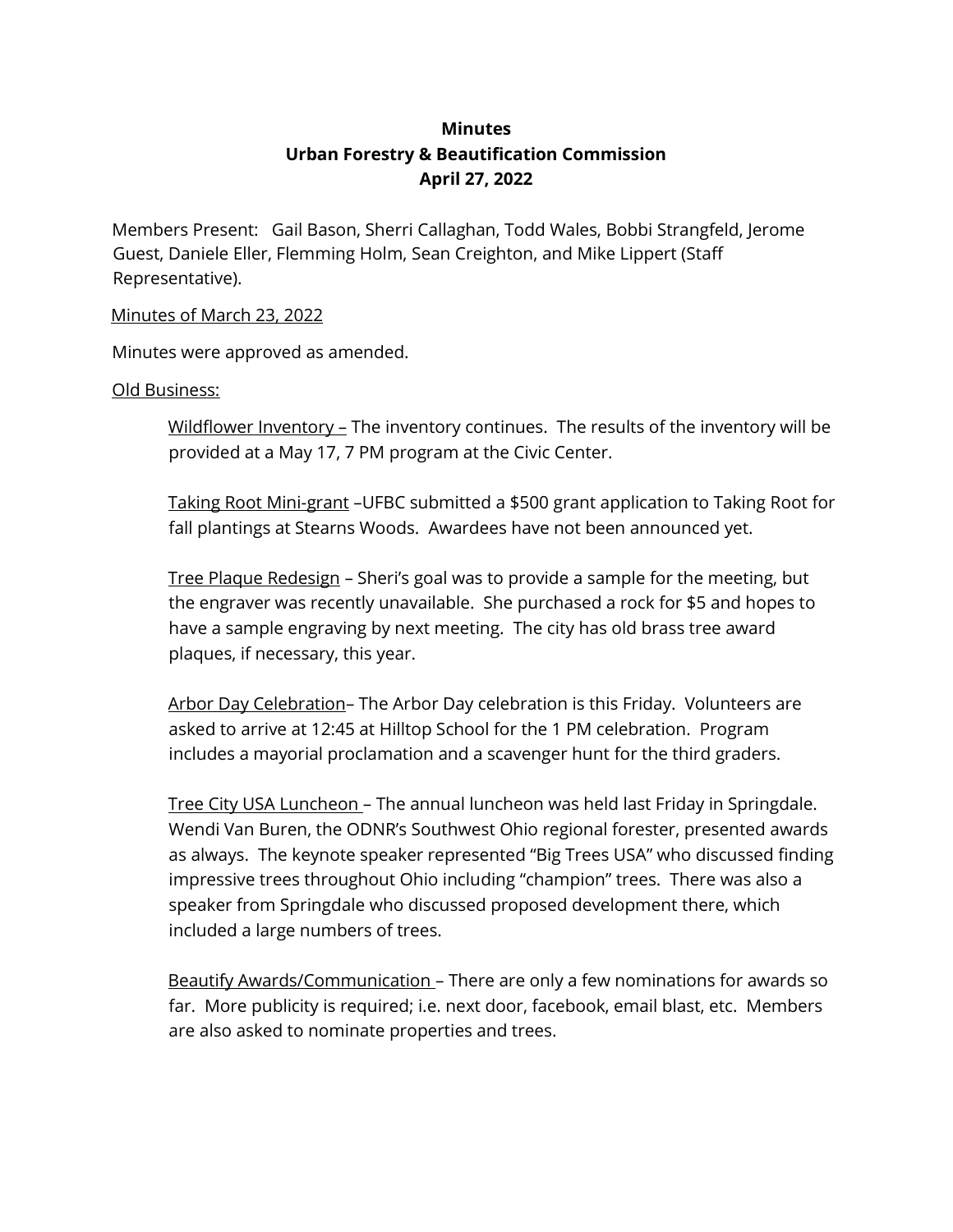**Minutes**
**Urban Forestry & Beautification Commission**
**April 27, 2022**

Members Present: Gail Bason, Sherri Callaghan, Todd Wales, Bobbi Strangfeld, Jerome Guest, Daniele Eller, Flemming Holm, Sean Creighton, and Mike Lippert (Staff Representative).

Minutes of March 23, 2022

Minutes were approved as amended.

Old Business:

Wildflower Inventory – The inventory continues. The results of the inventory will be provided at a May 17, 7 PM program at the Civic Center.

Taking Root Mini-grant –UFBC submitted a $500 grant application to Taking Root for fall plantings at Stearns Woods. Awardees have not been announced yet.

Tree Plaque Redesign – Sheri's goal was to provide a sample for the meeting, but the engraver was recently unavailable. She purchased a rock for $5 and hopes to have a sample engraving by next meeting. The city has old brass tree award plaques, if necessary, this year.

Arbor Day Celebration– The Arbor Day celebration is this Friday. Volunteers are asked to arrive at 12:45 at Hilltop School for the 1 PM celebration. Program includes a mayorial proclamation and a scavenger hunt for the third graders.

Tree City USA Luncheon – The annual luncheon was held last Friday in Springdale. Wendi Van Buren, the ODNR's Southwest Ohio regional forester, presented awards as always. The keynote speaker represented "Big Trees USA" who discussed finding impressive trees throughout Ohio including "champion" trees. There was also a speaker from Springdale who discussed proposed development there, which included a large numbers of trees.

Beautify Awards/Communication – There are only a few nominations for awards so far. More publicity is required; i.e. next door, facebook, email blast, etc. Members are also asked to nominate properties and trees.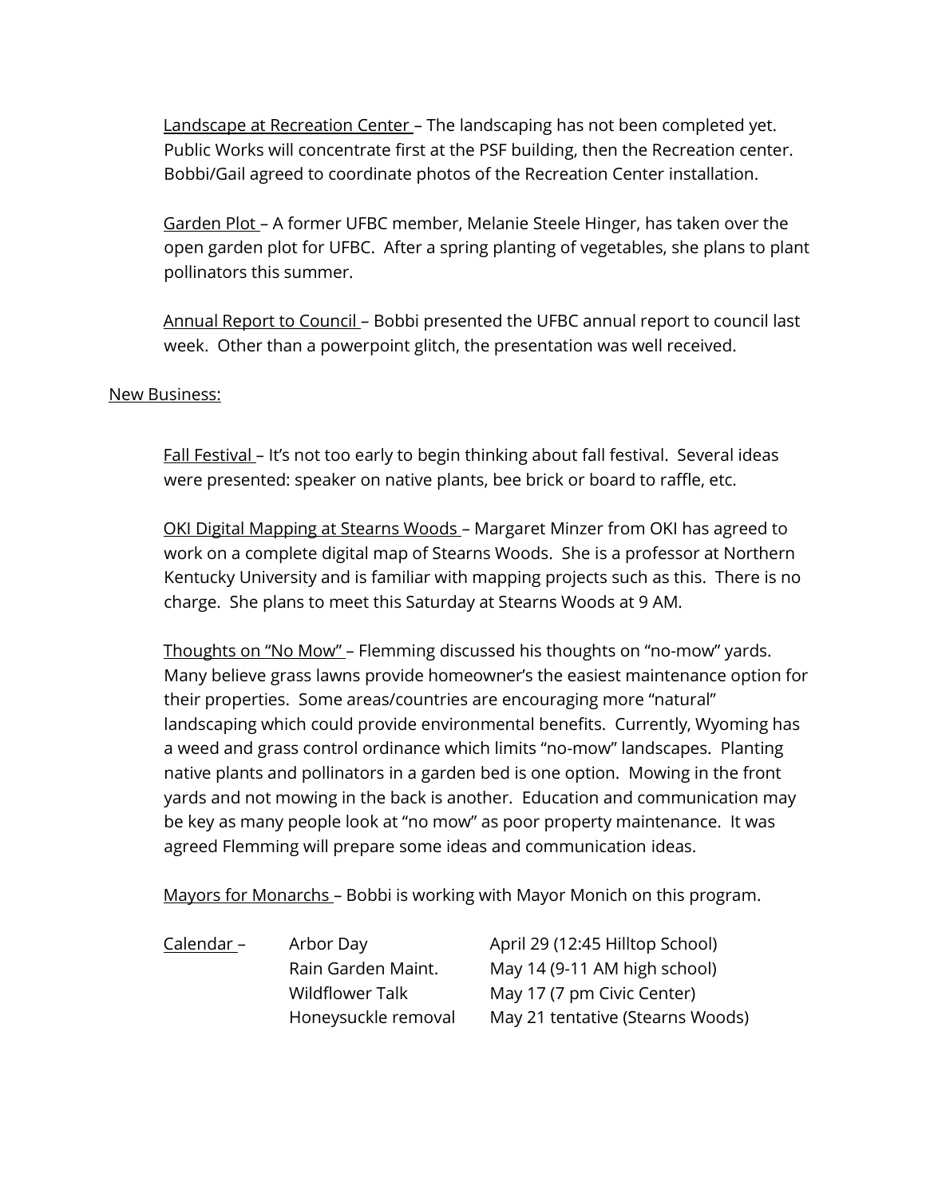Landscape at Recreation Center – The landscaping has not been completed yet. Public Works will concentrate first at the PSF building, then the Recreation center. Bobbi/Gail agreed to coordinate photos of the Recreation Center installation.

Garden Plot – A former UFBC member, Melanie Steele Hinger, has taken over the open garden plot for UFBC. After a spring planting of vegetables, she plans to plant pollinators this summer.

Annual Report to Council – Bobbi presented the UFBC annual report to council last week. Other than a powerpoint glitch, the presentation was well received.

New Business:

Fall Festival – It's not too early to begin thinking about fall festival. Several ideas were presented: speaker on native plants, bee brick or board to raffle, etc.

OKI Digital Mapping at Stearns Woods – Margaret Minzer from OKI has agreed to work on a complete digital map of Stearns Woods. She is a professor at Northern Kentucky University and is familiar with mapping projects such as this. There is no charge. She plans to meet this Saturday at Stearns Woods at 9 AM.

Thoughts on "No Mow" – Flemming discussed his thoughts on "no-mow" yards. Many believe grass lawns provide homeowner's the easiest maintenance option for their properties. Some areas/countries are encouraging more "natural" landscaping which could provide environmental benefits. Currently, Wyoming has a weed and grass control ordinance which limits "no-mow" landscapes. Planting native plants and pollinators in a garden bed is one option. Mowing in the front yards and not mowing in the back is another. Education and communication may be key as many people look at "no mow" as poor property maintenance. It was agreed Flemming will prepare some ideas and communication ideas.

Mayors for Monarchs – Bobbi is working with Mayor Monich on this program.

| | | |
|---|---|---|
| Calendar – | Arbor Day | April 29 (12:45 Hilltop School) |
| | Rain Garden Maint. | May 14 (9-11 AM high school) |
| | Wildflower Talk | May 17 (7 pm Civic Center) |
| | Honeysuckle removal | May 21 tentative (Stearns Woods) |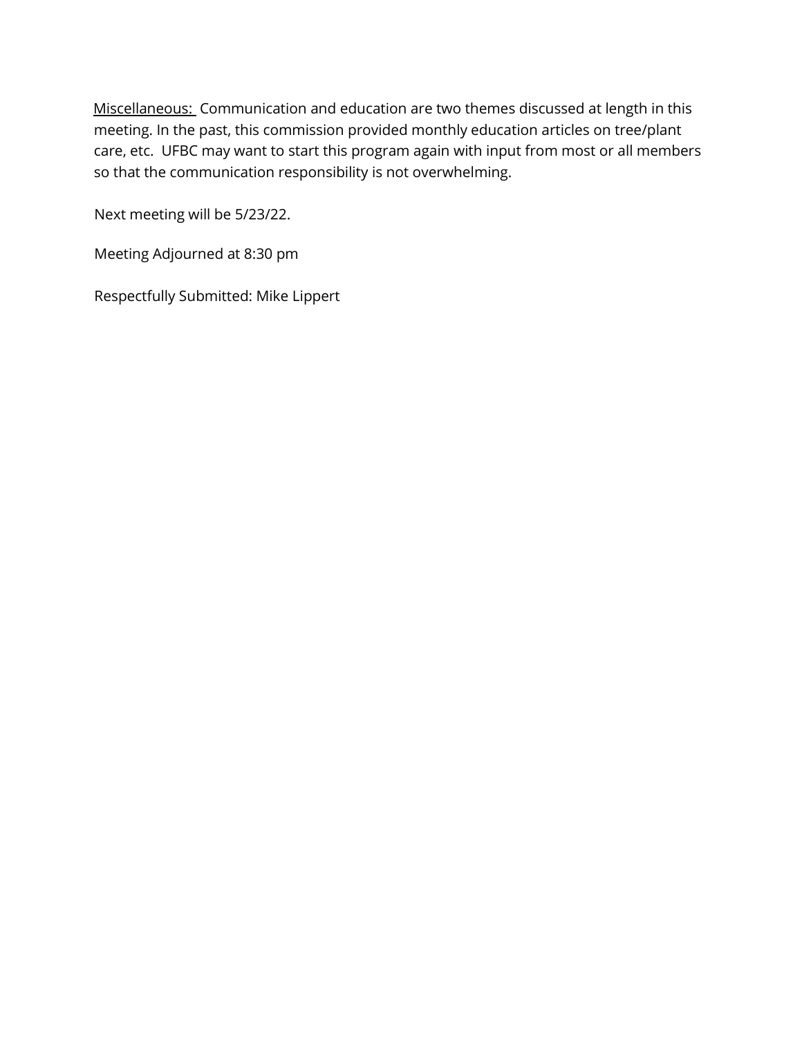<u>Miscellaneous:</u> Communication and education are two themes discussed at length in this meeting. In the past, this commission provided monthly education articles on tree/plant care, etc. UFBC may want to start this program again with input from most or all members so that the communication responsibility is not overwhelming.

Next meeting will be 5/23/22.

Meeting Adjourned at 8:30 pm

Respectfully Submitted: Mike Lippert